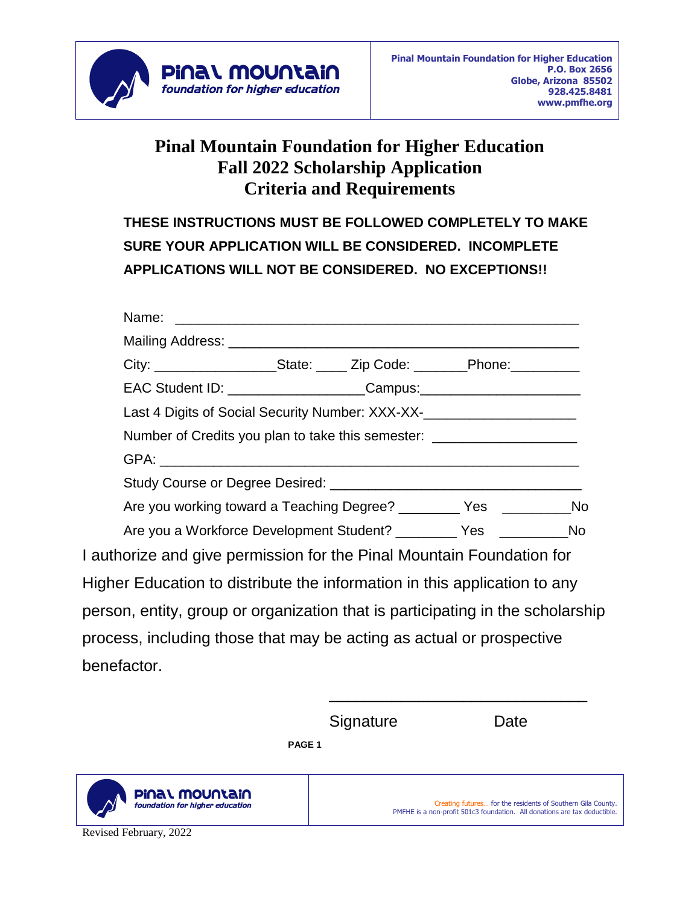**Pinal Mountain Foundation for Higher Education**
**P.O. Box 2656**
**Globe, Arizona 85502**
**928.425.8481**
**www.pmfhe.org**

# Pinal Mountain Foundation for Higher Education
# Fall 2022 Scholarship Application
# Criteria and Requirements

**THESE INSTRUCTIONS MUST BE FOLLOWED COMPLETELY TO MAKE SURE YOUR APPLICATION WILL BE CONSIDERED. INCOMPLETE APPLICATIONS WILL NOT BE CONSIDERED. NO EXCEPTIONS!!**

Name: ____________________________________________________

Mailing Address: ____________________________________________

City: ________________State: ____ Zip Code: _______Phone:_________

EAC Student ID: __________________Campus:_____________________

Last 4 Digits of Social Security Number: XXX-XX-____________________

Number of Credits you plan to take this semester: ___________________

GPA: ______________________________________________________

Study Course or Degree Desired: ________________________________

Are you working toward a Teaching Degree? ________ Yes _________No

Are you a Workforce Development Student? ________ Yes _________No

I authorize and give permission for the Pinal Mountain Foundation for Higher Education to distribute the information in this application to any person, entity, group or organization that is participating in the scholarship process, including those that may be acting as actual or prospective benefactor.

______________________________

Signature Date

Creating futures… for the residents of Southern Gila County.
PMFHE is a non-profit 501c3 foundation. All donations are tax deductible.

Revised February, 2022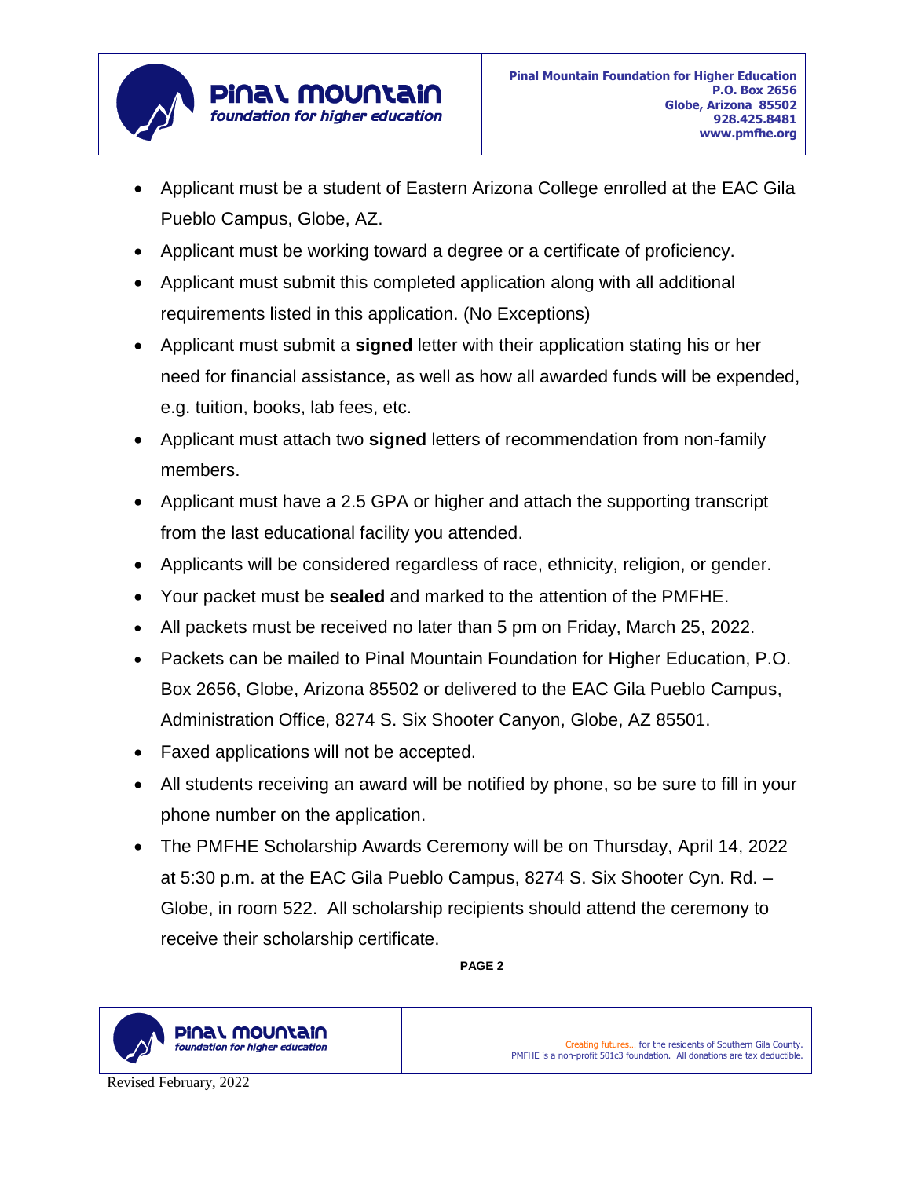- Applicant must be a student of Eastern Arizona College enrolled at the EAC Gila Pueblo Campus, Globe, AZ.
- Applicant must be working toward a degree or a certificate of proficiency.
- Applicant must submit this completed application along with all additional requirements listed in this application. (No Exceptions)
- Applicant must submit a **signed** letter with their application stating his or her need for financial assistance, as well as how all awarded funds will be expended, e.g. tuition, books, lab fees, etc.
- Applicant must attach two **signed** letters of recommendation from non-family members.
- Applicant must have a 2.5 GPA or higher and attach the supporting transcript from the last educational facility you attended.
- Applicants will be considered regardless of race, ethnicity, religion, or gender.
- Your packet must be **sealed** and marked to the attention of the PMFHE.
- All packets must be received no later than 5 pm on Friday, March 25, 2022.
- Packets can be mailed to Pinal Mountain Foundation for Higher Education, P.O. Box 2656, Globe, Arizona 85502 or delivered to the EAC Gila Pueblo Campus, Administration Office, 8274 S. Six Shooter Canyon, Globe, AZ 85501.
- Faxed applications will not be accepted.
- All students receiving an award will be notified by phone, so be sure to fill in your phone number on the application.
- The PMFHE Scholarship Awards Ceremony will be on Thursday, April 14, 2022 at 5:30 p.m. at the EAC Gila Pueblo Campus, 8274 S. Six Shooter Cyn. Rd. – Globe, in room 522. All scholarship recipients should attend the ceremony to receive their scholarship certificate.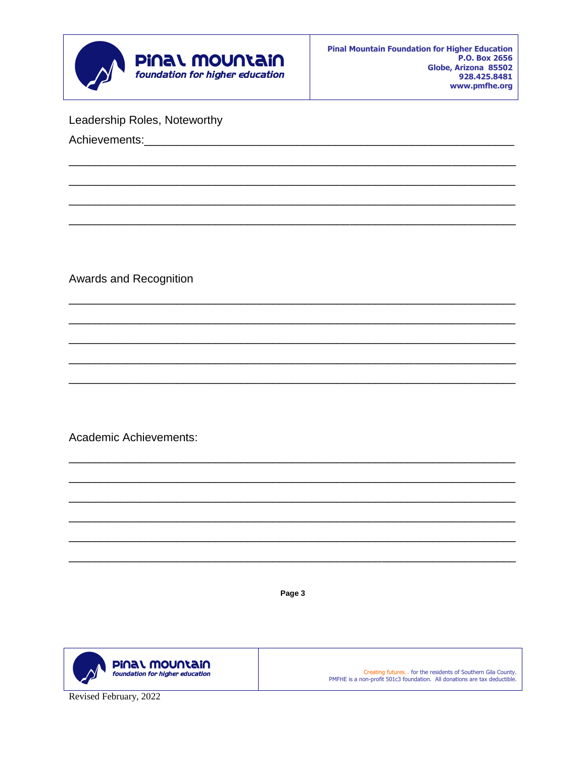Leadership Roles, Noteworthy

Achievements:____________________________________________________________

________________________________________________________________________

________________________________________________________________________

________________________________________________________________________

________________________________________________________________________

Awards and Recognition

________________________________________________________________________

________________________________________________________________________

________________________________________________________________________

________________________________________________________________________

________________________________________________________________________

Academic Achievements:

________________________________________________________________________

________________________________________________________________________

________________________________________________________________________

________________________________________________________________________

________________________________________________________________________

________________________________________________________________________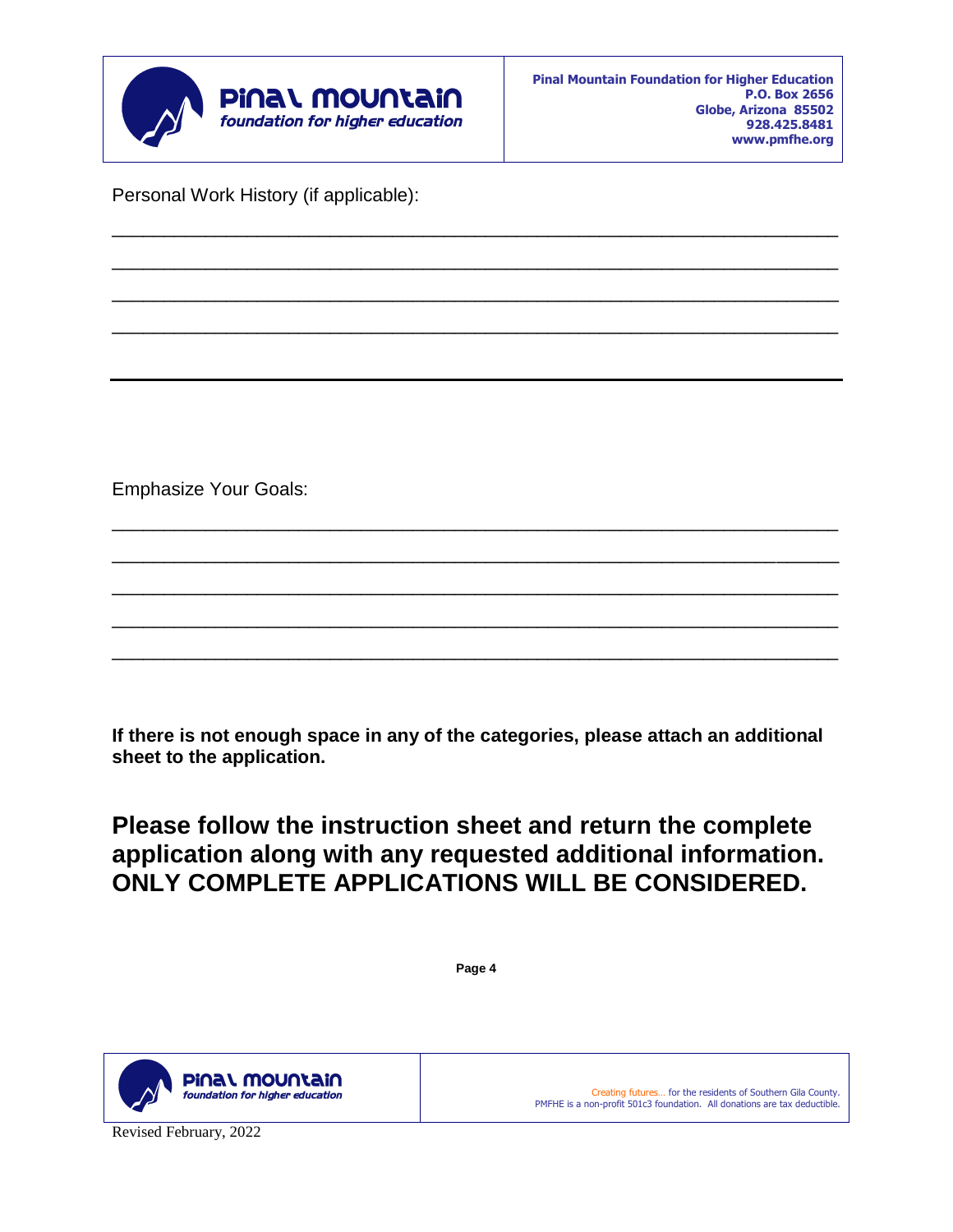Personal Work History (if applicable):

________________________________________________________________________

________________________________________________________________________

________________________________________________________________________

________________________________________________________________________

Emphasize Your Goals:

________________________________________________________________________

________________________________________________________________________

________________________________________________________________________

________________________________________________________________________

________________________________________________________________________

**If there is not enough space in any of the categories, please attach an additional sheet to the application.**

## Please follow the instruction sheet and return the complete application along with any requested additional information. ONLY COMPLETE APPLICATIONS WILL BE CONSIDERED.

Revised February, 2022